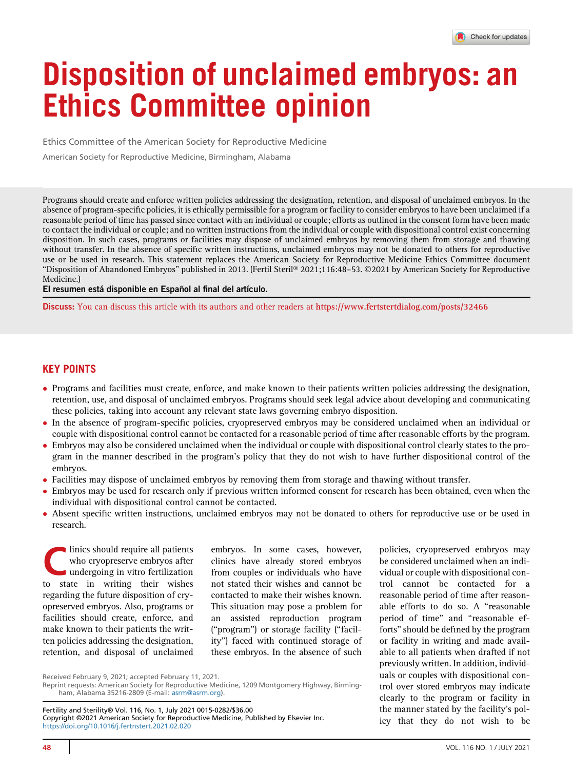# Disposition of unclaimed embryos: an Ethics Committee opinion

Ethics Committee of the American Society for Reproductive Medicine

American Society for Reproductive Medicine, Birmingham, Alabama

Programs should create and enforce written policies addressing the designation, retention, and disposal of unclaimed embryos. In the absence of program-specific policies, it is ethically permissible for a program or facility to consider embryos to have been unclaimed if a reasonable period of time has passed since contact with an individual or couple; efforts as outlined in the consent form have been made to contact the individual or couple; and no written instructions from the individual or couple with dispositional control exist concerning disposition. In such cases, programs or facilities may dispose of unclaimed embryos by removing them from storage and thawing without transfer. In the absence of specific written instructions, unclaimed embryos may not be donated to others for reproductive use or be used in research. This statement replaces the American Society for Reproductive Medicine Ethics Committee document "Disposition of Abandoned Embryos" published in 2013. (Fertil Steril® 2021;116:48–53. ©2021 by American Society for Reproductive Medicine.)

**El resumen está disponible en Español al final del artículo.**

**Discuss:** You can discuss this article with its authors and other readers at https://www.fertstertdialog.com/posts/32466

## KEY POINTS

- Programs and facilities must create, enforce, and make known to their patients written policies addressing the designation, retention, use, and disposal of unclaimed embryos. Programs should seek legal advice about developing and communicating these policies, taking into account any relevant state laws governing embryo disposition.
- In the absence of program-specific policies, cryopreserved embryos may be considered unclaimed when an individual or couple with dispositional control cannot be contacted for a reasonable period of time after reasonable efforts by the program.
- Embryos may also be considered unclaimed when the individual or couple with dispositional control clearly states to the program in the manner described in the program's policy that they do not wish to have further dispositional control of the embryos.
- Facilities may dispose of unclaimed embryos by removing them from storage and thawing without transfer.
- Embryos may be used for research only if previous written informed consent for research has been obtained, even when the individual with dispositional control cannot be contacted.
- Absent specific written instructions, unclaimed embryos may not be donated to others for reproductive use or be used in research.

Clinics should require all patients who cryopreserve embryos after undergoing in vitro fertilization to state in writing their wishes regarding the future disposition of cryopreserved embryos. Also, programs or facilities should create, enforce, and make known to their patients the written policies addressing the designation, retention, and disposal of unclaimed embryos. In some cases, however, clinics have already stored embryos from couples or individuals who have not stated their wishes and cannot be contacted to make their wishes known. This situation may pose a problem for an assisted reproduction program ("program") or storage facility ("facility") faced with continued storage of these embryos. In the absence of such policies, cryopreserved embryos may be considered unclaimed when an individual or couple with dispositional control cannot be contacted for a reasonable period of time after reasonable efforts to do so. A "reasonable period of time" and "reasonable efforts" should be defined by the program or facility in writing and made available to all patients when drafted if not previously written. In addition, individuals or couples with dispositional control over stored embryos may indicate clearly to the program or facility in the manner stated by the facility's policy that they do not wish to be

Received February 9, 2021; accepted February 11, 2021.

Reprint requests: American Society for Reproductive Medicine, 1209 Montgomery Highway, Birmingham, Alabama 35216-2809 (E-mail: asrm@asrm.org).

Fertility and Sterility® Vol. 116, No. 1, July 2021 0015-0282/$36.00
Copyright ©2021 American Society for Reproductive Medicine, Published by Elsevier Inc.
https://doi.org/10.1016/j.fertnstert.2021.02.020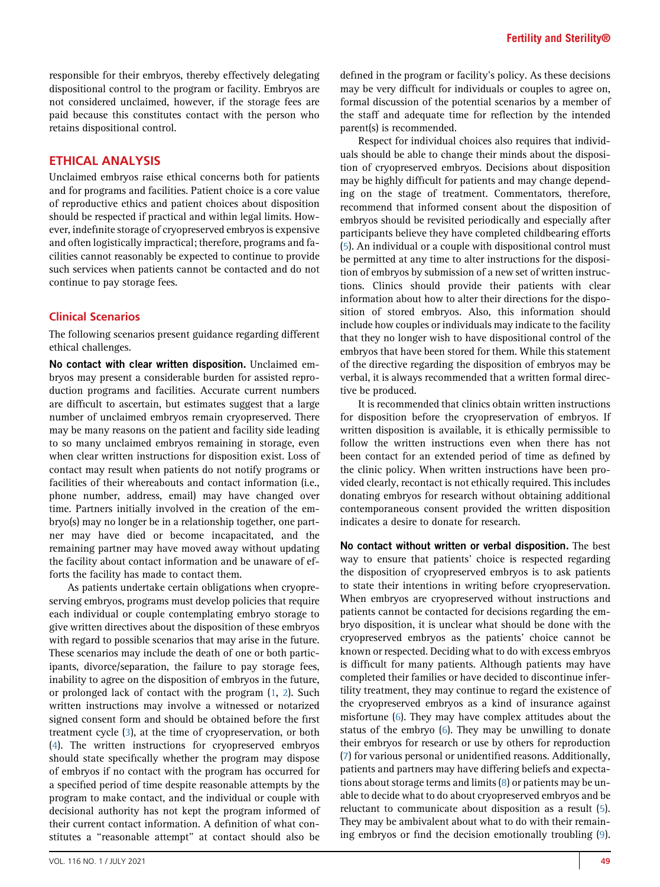responsible for their embryos, thereby effectively delegating dispositional control to the program or facility. Embryos are not considered unclaimed, however, if the storage fees are paid because this constitutes contact with the person who retains dispositional control.

## ETHICAL ANALYSIS

Unclaimed embryos raise ethical concerns both for patients and for programs and facilities. Patient choice is a core value of reproductive ethics and patient choices about disposition should be respected if practical and within legal limits. However, indefinite storage of cryopreserved embryos is expensive and often logistically impractical; therefore, programs and facilities cannot reasonably be expected to continue to provide such services when patients cannot be contacted and do not continue to pay storage fees.

### Clinical Scenarios

The following scenarios present guidance regarding different ethical challenges.

**No contact with clear written disposition.** Unclaimed embryos may present a considerable burden for assisted reproduction programs and facilities. Accurate current numbers are difficult to ascertain, but estimates suggest that a large number of unclaimed embryos remain cryopreserved. There may be many reasons on the patient and facility side leading to so many unclaimed embryos remaining in storage, even when clear written instructions for disposition exist. Loss of contact may result when patients do not notify programs or facilities of their whereabouts and contact information (i.e., phone number, address, email) may have changed over time. Partners initially involved in the creation of the embryo(s) may no longer be in a relationship together, one partner may have died or become incapacitated, and the remaining partner may have moved away without updating the facility about contact information and be unaware of efforts the facility has made to contact them.

As patients undertake certain obligations when cryopreserving embryos, programs must develop policies that require each individual or couple contemplating embryo storage to give written directives about the disposition of these embryos with regard to possible scenarios that may arise in the future. These scenarios may include the death of one or both participants, divorce/separation, the failure to pay storage fees, inability to agree on the disposition of embryos in the future, or prolonged lack of contact with the program (1, 2). Such written instructions may involve a witnessed or notarized signed consent form and should be obtained before the first treatment cycle (3), at the time of cryopreservation, or both (4). The written instructions for cryopreserved embryos should state specifically whether the program may dispose of embryos if no contact with the program has occurred for a specified period of time despite reasonable attempts by the program to make contact, and the individual or couple with decisional authority has not kept the program informed of their current contact information. A definition of what constitutes a "reasonable attempt" at contact should also be defined in the program or facility's policy. As these decisions may be very difficult for individuals or couples to agree on, formal discussion of the potential scenarios by a member of the staff and adequate time for reflection by the intended parent(s) is recommended.

Respect for individual choices also requires that individuals should be able to change their minds about the disposition of cryopreserved embryos. Decisions about disposition may be highly difficult for patients and may change depending on the stage of treatment. Commentators, therefore, recommend that informed consent about the disposition of embryos should be revisited periodically and especially after participants believe they have completed childbearing efforts (5). An individual or a couple with dispositional control must be permitted at any time to alter instructions for the disposition of embryos by submission of a new set of written instructions. Clinics should provide their patients with clear information about how to alter their directions for the disposition of stored embryos. Also, this information should include how couples or individuals may indicate to the facility that they no longer wish to have dispositional control of the embryos that have been stored for them. While this statement of the directive regarding the disposition of embryos may be verbal, it is always recommended that a written formal directive be produced.

It is recommended that clinics obtain written instructions for disposition before the cryopreservation of embryos. If written disposition is available, it is ethically permissible to follow the written instructions even when there has not been contact for an extended period of time as defined by the clinic policy. When written instructions have been provided clearly, recontact is not ethically required. This includes donating embryos for research without obtaining additional contemporaneous consent provided the written disposition indicates a desire to donate for research.

**No contact without written or verbal disposition.** The best way to ensure that patients' choice is respected regarding the disposition of cryopreserved embryos is to ask patients to state their intentions in writing before cryopreservation. When embryos are cryopreserved without instructions and patients cannot be contacted for decisions regarding the embryo disposition, it is unclear what should be done with the cryopreserved embryos as the patients' choice cannot be known or respected. Deciding what to do with excess embryos is difficult for many patients. Although patients may have completed their families or have decided to discontinue infertility treatment, they may continue to regard the existence of the cryopreserved embryos as a kind of insurance against misfortune (6). They may have complex attitudes about the status of the embryo (6). They may be unwilling to donate their embryos for research or use by others for reproduction (7) for various personal or unidentified reasons. Additionally, patients and partners may have differing beliefs and expectations about storage terms and limits (8) or patients may be unable to decide what to do about cryopreserved embryos and be reluctant to communicate about disposition as a result (5). They may be ambivalent about what to do with their remaining embryos or find the decision emotionally troubling (9).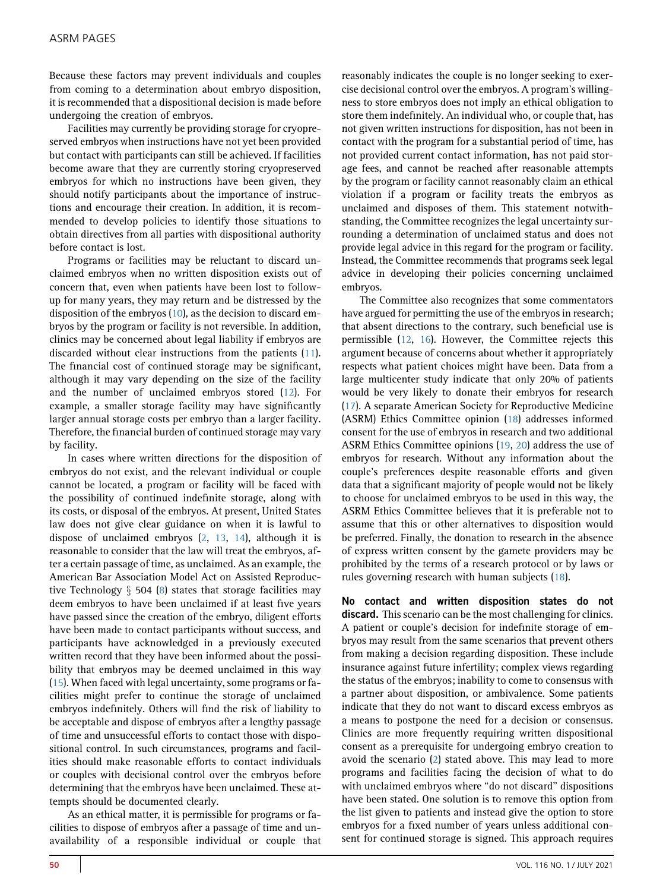Because these factors may prevent individuals and couples from coming to a determination about embryo disposition, it is recommended that a dispositional decision is made before undergoing the creation of embryos.

Facilities may currently be providing storage for cryopreserved embryos when instructions have not yet been provided but contact with participants can still be achieved. If facilities become aware that they are currently storing cryopreserved embryos for which no instructions have been given, they should notify participants about the importance of instructions and encourage their creation. In addition, it is recommended to develop policies to identify those situations to obtain directives from all parties with dispositional authority before contact is lost.

Programs or facilities may be reluctant to discard unclaimed embryos when no written disposition exists out of concern that, even when patients have been lost to follow-up for many years, they may return and be distressed by the disposition of the embryos (10), as the decision to discard embryos by the program or facility is not reversible. In addition, clinics may be concerned about legal liability if embryos are discarded without clear instructions from the patients (11). The financial cost of continued storage may be significant, although it may vary depending on the size of the facility and the number of unclaimed embryos stored (12). For example, a smaller storage facility may have significantly larger annual storage costs per embryo than a larger facility. Therefore, the financial burden of continued storage may vary by facility.

In cases where written directions for the disposition of embryos do not exist, and the relevant individual or couple cannot be located, a program or facility will be faced with the possibility of continued indefinite storage, along with its costs, or disposal of the embryos. At present, United States law does not give clear guidance on when it is lawful to dispose of unclaimed embryos (2, 13, 14), although it is reasonable to consider that the law will treat the embryos, after a certain passage of time, as unclaimed. As an example, the American Bar Association Model Act on Assisted Reproductive Technology § 504 (8) states that storage facilities may deem embryos to have been unclaimed if at least five years have passed since the creation of the embryo, diligent efforts have been made to contact participants without success, and participants have acknowledged in a previously executed written record that they have been informed about the possibility that embryos may be deemed unclaimed in this way (15). When faced with legal uncertainty, some programs or facilities might prefer to continue the storage of unclaimed embryos indefinitely. Others will find the risk of liability to be acceptable and dispose of embryos after a lengthy passage of time and unsuccessful efforts to contact those with dispositional control. In such circumstances, programs and facilities should make reasonable efforts to contact individuals or couples with decisional control over the embryos before determining that the embryos have been unclaimed. These attempts should be documented clearly.

As an ethical matter, it is permissible for programs or facilities to dispose of embryos after a passage of time and unavailability of a responsible individual or couple that reasonably indicates the couple is no longer seeking to exercise decisional control over the embryos. A program's willingness to store embryos does not imply an ethical obligation to store them indefinitely. An individual who, or couple that, has not given written instructions for disposition, has not been in contact with the program for a substantial period of time, has not provided current contact information, has not paid storage fees, and cannot be reached after reasonable attempts by the program or facility cannot reasonably claim an ethical violation if a program or facility treats the embryos as unclaimed and disposes of them. This statement notwithstanding, the Committee recognizes the legal uncertainty surrounding a determination of unclaimed status and does not provide legal advice in this regard for the program or facility. Instead, the Committee recommends that programs seek legal advice in developing their policies concerning unclaimed embryos.

The Committee also recognizes that some commentators have argued for permitting the use of the embryos in research; that absent directions to the contrary, such beneficial use is permissible (12, 16). However, the Committee rejects this argument because of concerns about whether it appropriately respects what patient choices might have been. Data from a large multicenter study indicate that only 20% of patients would be very likely to donate their embryos for research (17). A separate American Society for Reproductive Medicine (ASRM) Ethics Committee opinion (18) addresses informed consent for the use of embryos in research and two additional ASRM Ethics Committee opinions (19, 20) address the use of embryos for research. Without any information about the couple's preferences despite reasonable efforts and given data that a significant majority of people would not be likely to choose for unclaimed embryos to be used in this way, the ASRM Ethics Committee believes that it is preferable not to assume that this or other alternatives to disposition would be preferred. Finally, the donation to research in the absence of express written consent by the gamete providers may be prohibited by the terms of a research protocol or by laws or rules governing research with human subjects (18).

**No contact and written disposition states do not discard.** This scenario can be the most challenging for clinics. A patient or couple's decision for indefinite storage of embryos may result from the same scenarios that prevent others from making a decision regarding disposition. These include insurance against future infertility; complex views regarding the status of the embryos; inability to come to consensus with a partner about disposition, or ambivalence. Some patients indicate that they do not want to discard excess embryos as a means to postpone the need for a decision or consensus. Clinics are more frequently requiring written dispositional consent as a prerequisite for undergoing embryo creation to avoid the scenario (2) stated above. This may lead to more programs and facilities facing the decision of what to do with unclaimed embryos where "do not discard" dispositions have been stated. One solution is to remove this option from the list given to patients and instead give the option to store embryos for a fixed number of years unless additional consent for continued storage is signed. This approach requires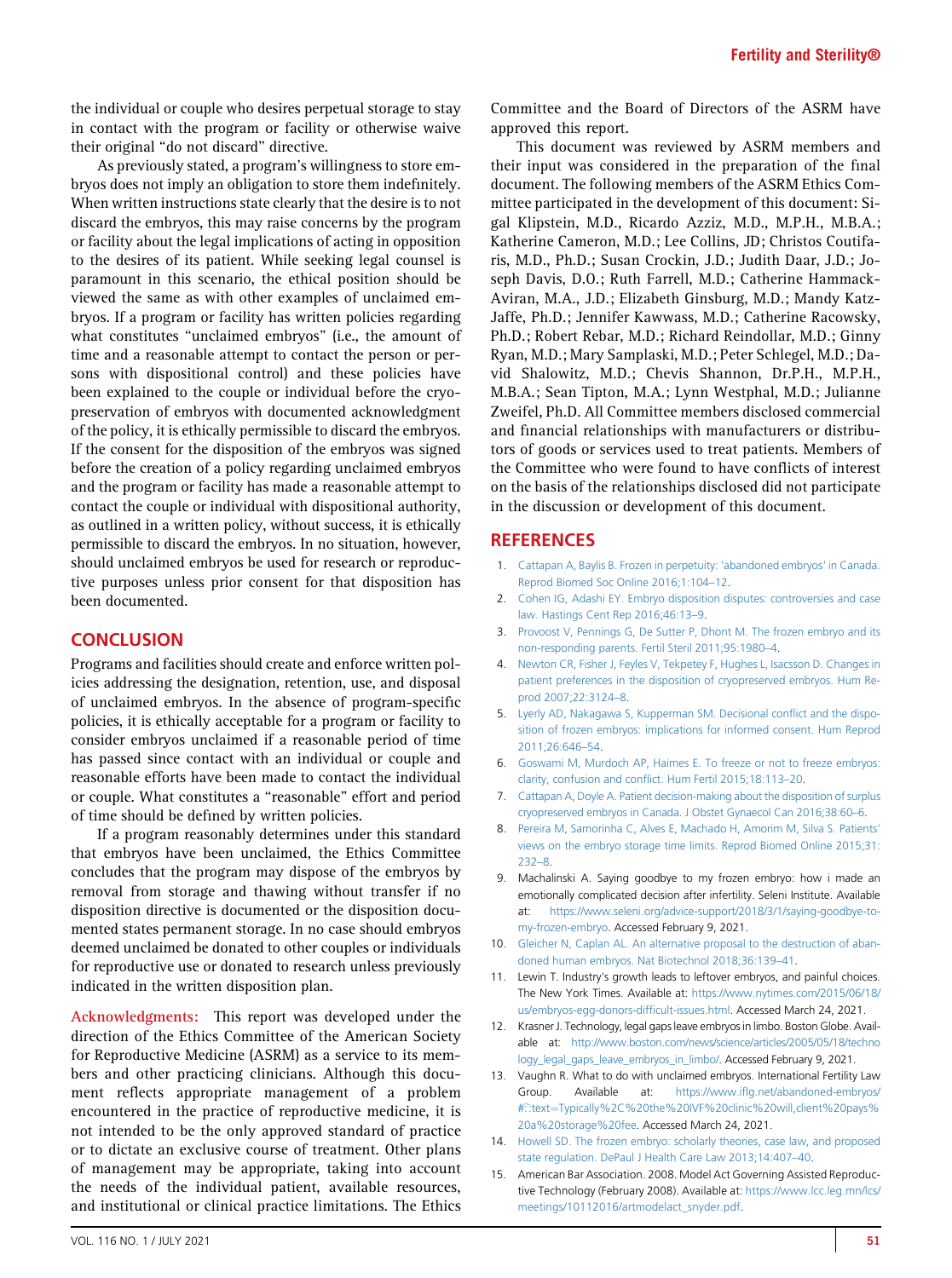the individual or couple who desires perpetual storage to stay in contact with the program or facility or otherwise waive their original "do not discard" directive.

As previously stated, a program's willingness to store embryos does not imply an obligation to store them indefinitely. When written instructions state clearly that the desire is to not discard the embryos, this may raise concerns by the program or facility about the legal implications of acting in opposition to the desires of its patient. While seeking legal counsel is paramount in this scenario, the ethical position should be viewed the same as with other examples of unclaimed embryos. If a program or facility has written policies regarding what constitutes "unclaimed embryos" (i.e., the amount of time and a reasonable attempt to contact the person or persons with dispositional control) and these policies have been explained to the couple or individual before the cryopreservation of embryos with documented acknowledgment of the policy, it is ethically permissible to discard the embryos. If the consent for the disposition of the embryos was signed before the creation of a policy regarding unclaimed embryos and the program or facility has made a reasonable attempt to contact the couple or individual with dispositional authority, as outlined in a written policy, without success, it is ethically permissible to discard the embryos. In no situation, however, should unclaimed embryos be used for research or reproductive purposes unless prior consent for that disposition has been documented.

## CONCLUSION

Programs and facilities should create and enforce written policies addressing the designation, retention, use, and disposal of unclaimed embryos. In the absence of program-specific policies, it is ethically acceptable for a program or facility to consider embryos unclaimed if a reasonable period of time has passed since contact with an individual or couple and reasonable efforts have been made to contact the individual or couple. What constitutes a "reasonable" effort and period of time should be defined by written policies.

If a program reasonably determines under this standard that embryos have been unclaimed, the Ethics Committee concludes that the program may dispose of the embryos by removal from storage and thawing without transfer if no disposition directive is documented or the disposition documented states permanent storage. In no case should embryos deemed unclaimed be donated to other couples or individuals for reproductive use or donated to research unless previously indicated in the written disposition plan.

**Acknowledgments:** This report was developed under the direction of the Ethics Committee of the American Society for Reproductive Medicine (ASRM) as a service to its members and other practicing clinicians. Although this document reflects appropriate management of a problem encountered in the practice of reproductive medicine, it is not intended to be the only approved standard of practice or to dictate an exclusive course of treatment. Other plans of management may be appropriate, taking into account the needs of the individual patient, available resources, and institutional or clinical practice limitations. The Ethics Committee and the Board of Directors of the ASRM have approved this report.

This document was reviewed by ASRM members and their input was considered in the preparation of the final document. The following members of the ASRM Ethics Committee participated in the development of this document: Sigal Klipstein, M.D., Ricardo Azziz, M.D., M.P.H., M.B.A.; Katherine Cameron, M.D.; Lee Collins, JD; Christos Coutifaris, M.D., Ph.D.; Susan Crockin, J.D.; Judith Daar, J.D.; Joseph Davis, D.O.; Ruth Farrell, M.D.; Catherine Hammack-Aviran, M.A., J.D.; Elizabeth Ginsburg, M.D.; Mandy Katz-Jaffe, Ph.D.; Jennifer Kawwass, M.D.; Catherine Racowsky, Ph.D.; Robert Rebar, M.D.; Richard Reindollar, M.D.; Ginny Ryan, M.D.; Mary Samplaski, M.D.; Peter Schlegel, M.D.; David Shalowitz, M.D.; Chevis Shannon, Dr.P.H., M.P.H., M.B.A.; Sean Tipton, M.A.; Lynn Westphal, M.D.; Julianne Zweifel, Ph.D. All Committee members disclosed commercial and financial relationships with manufacturers or distributors of goods or services used to treat patients. Members of the Committee who were found to have conflicts of interest on the basis of the relationships disclosed did not participate in the discussion or development of this document.

## REFERENCES

1. Cattapan A, Baylis B. Frozen in perpetuity: 'abandoned embryos' in Canada. Reprod Biomed Soc Online 2016;1:104–12.
2. Cohen IG, Adashi EY. Embryo disposition disputes: controversies and case law. Hastings Cent Rep 2016;46:13–9.
3. Provoost V, Pennings G, De Sutter P, Dhont M. The frozen embryo and its non-responding parents. Fertil Steril 2011;95:1980–4.
4. Newton CR, Fisher J, Feyles V, Tekpetey F, Hughes L, Isacsson D. Changes in patient preferences in the disposition of cryopreserved embryos. Hum Reprod 2007;22:3124–8.
5. Lyerly AD, Nakagawa S, Kupperman SM. Decisional conflict and the disposition of frozen embryos: implications for informed consent. Hum Reprod 2011;26:646–54.
6. Goswami M, Murdoch AP, Haimes E. To freeze or not to freeze embryos: clarity, confusion and conflict. Hum Fertil 2015;18:113–20.
7. Cattapan A, Doyle A. Patient decision-making about the disposition of surplus cryopreserved embryos in Canada. J Obstet Gynaecol Can 2016;38:60–6.
8. Pereira M, Samorinha C, Alves E, Machado H, Amorim M, Silva S. Patients' views on the embryo storage time limits. Reprod Biomed Online 2015;31:232–8.
9. Machalinski A. Saying goodbye to my frozen embryo: how i made an emotionally complicated decision after infertility. Seleni Institute. Available at: https://www.seleni.org/advice-support/2018/3/1/saying-goodbye-to-my-frozen-embryo. Accessed February 9, 2021.
10. Gleicher N, Caplan AL. An alternative proposal to the destruction of abandoned human embryos. Nat Biotechnol 2018;36:139–41.
11. Lewin T. Industry's growth leads to leftover embryos, and painful choices. The New York Times. Available at: https://www.nytimes.com/2015/06/18/us/embryos-egg-donors-difficult-issues.html. Accessed March 24, 2021.
12. Krasner J. Technology, legal gaps leave embryos in limbo. Boston Globe. Available at: http://www.boston.com/news/science/articles/2005/05/18/technology_legal_gaps_leave_embryos_in_limbo/. Accessed February 9, 2021.
13. Vaughn R. What to do with unclaimed embryos. International Fertility Law Group. Available at: https://www.iflg.net/abandoned-embryos/#:~:text=Typically%2C%20the%20IVF%20clinic%20will,client%20pays%20a%20storage%20fee. Accessed March 24, 2021.
14. Howell SD. The frozen embryo: scholarly theories, case law, and proposed state regulation. DePaul J Health Care Law 2013;14:407–40.
15. American Bar Association. 2008. Model Act Governing Assisted Reproductive Technology (February 2008). Available at: https://www.lcc.leg.mn/lcs/meetings/10112016/artmodelact_snyder.pdf.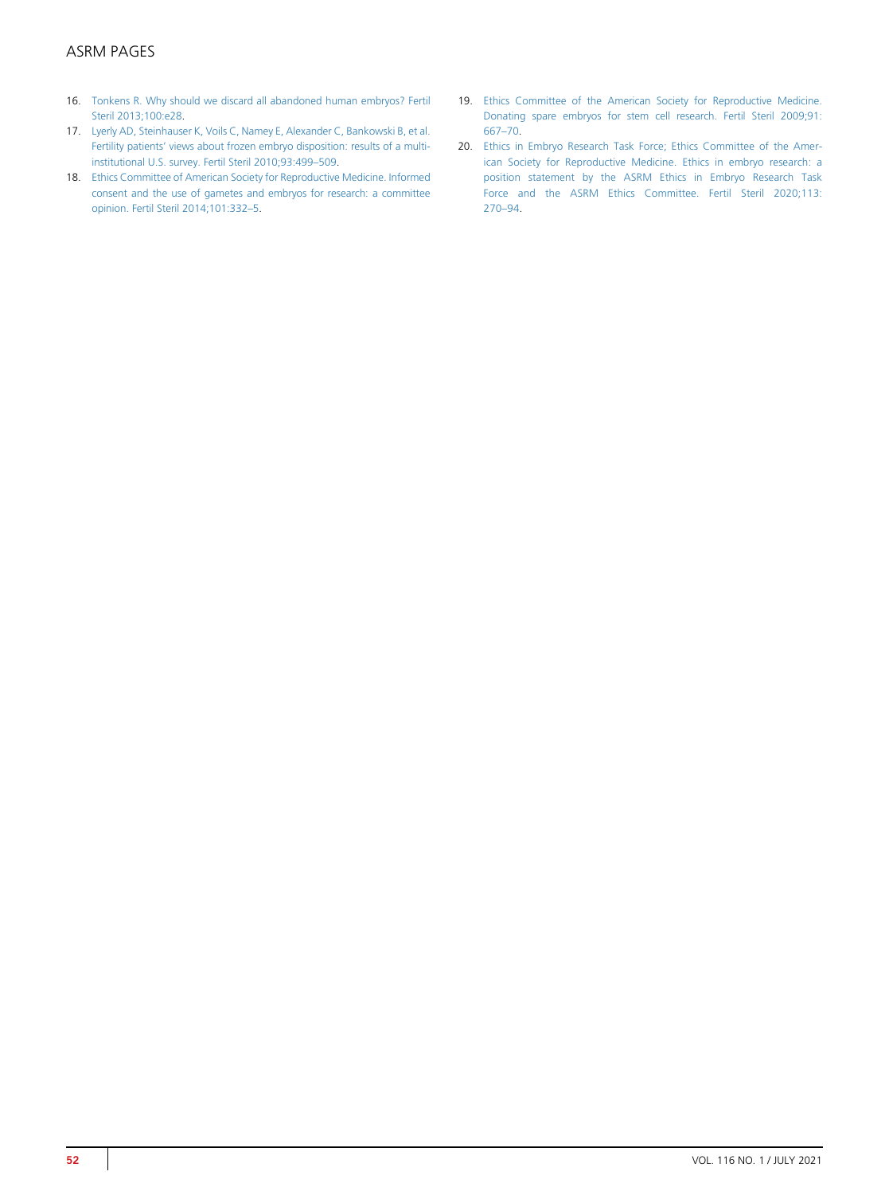16. Tonkens R. Why should we discard all abandoned human embryos? Fertil Steril 2013;100:e28.
17. Lyerly AD, Steinhauser K, Voils C, Namey E, Alexander C, Bankowski B, et al. Fertility patients' views about frozen embryo disposition: results of a multi-institutional U.S. survey. Fertil Steril 2010;93:499–509.
18. Ethics Committee of American Society for Reproductive Medicine. Informed consent and the use of gametes and embryos for research: a committee opinion. Fertil Steril 2014;101:332–5.
19. Ethics Committee of the American Society for Reproductive Medicine. Donating spare embryos for stem cell research. Fertil Steril 2009;91: 667–70.
20. Ethics in Embryo Research Task Force; Ethics Committee of the American Society for Reproductive Medicine. Ethics in embryo research: a position statement by the ASRM Ethics in Embryo Research Task Force and the ASRM Ethics Committee. Fertil Steril 2020;113: 270–94.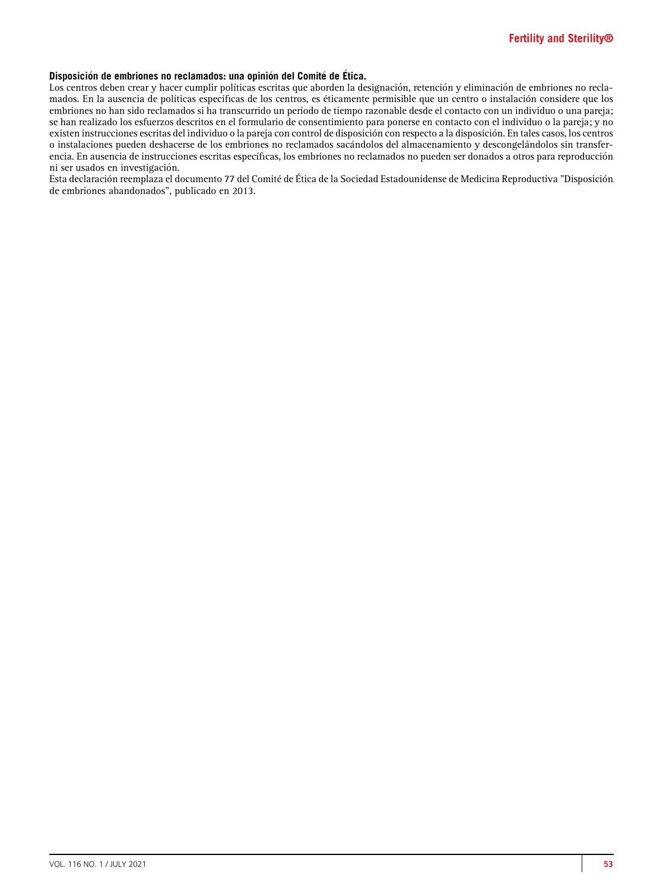**Disposición de embriones no reclamados: una opinión del Comité de Ética.**

Los centros deben crear y hacer cumplir políticas escritas que aborden la designación, retención y eliminación de embriones no reclamados. En la ausencia de políticas específicas de los centros, es éticamente permisible que un centro o instalación considere que los embriones no han sido reclamados si ha transcurrido un período de tiempo razonable desde el contacto con un individuo o una pareja; se han realizado los esfuerzos descritos en el formulario de consentimiento para ponerse en contacto con el individuo o la pareja; y no existen instrucciones escritas del individuo o la pareja con control de disposición con respecto a la disposición. En tales casos, los centros o instalaciones pueden deshacerse de los embriones no reclamados sacándolos del almacenamiento y descongelándolos sin transferencia. En ausencia de instrucciones escritas específicas, los embriones no reclamados no pueden ser donados a otros para reproducción ni ser usados en investigación.

Esta declaración reemplaza el documento 77 del Comité de Ética de la Sociedad Estadounidense de Medicina Reproductiva "Disposición de embriones abandonados", publicado en 2013.